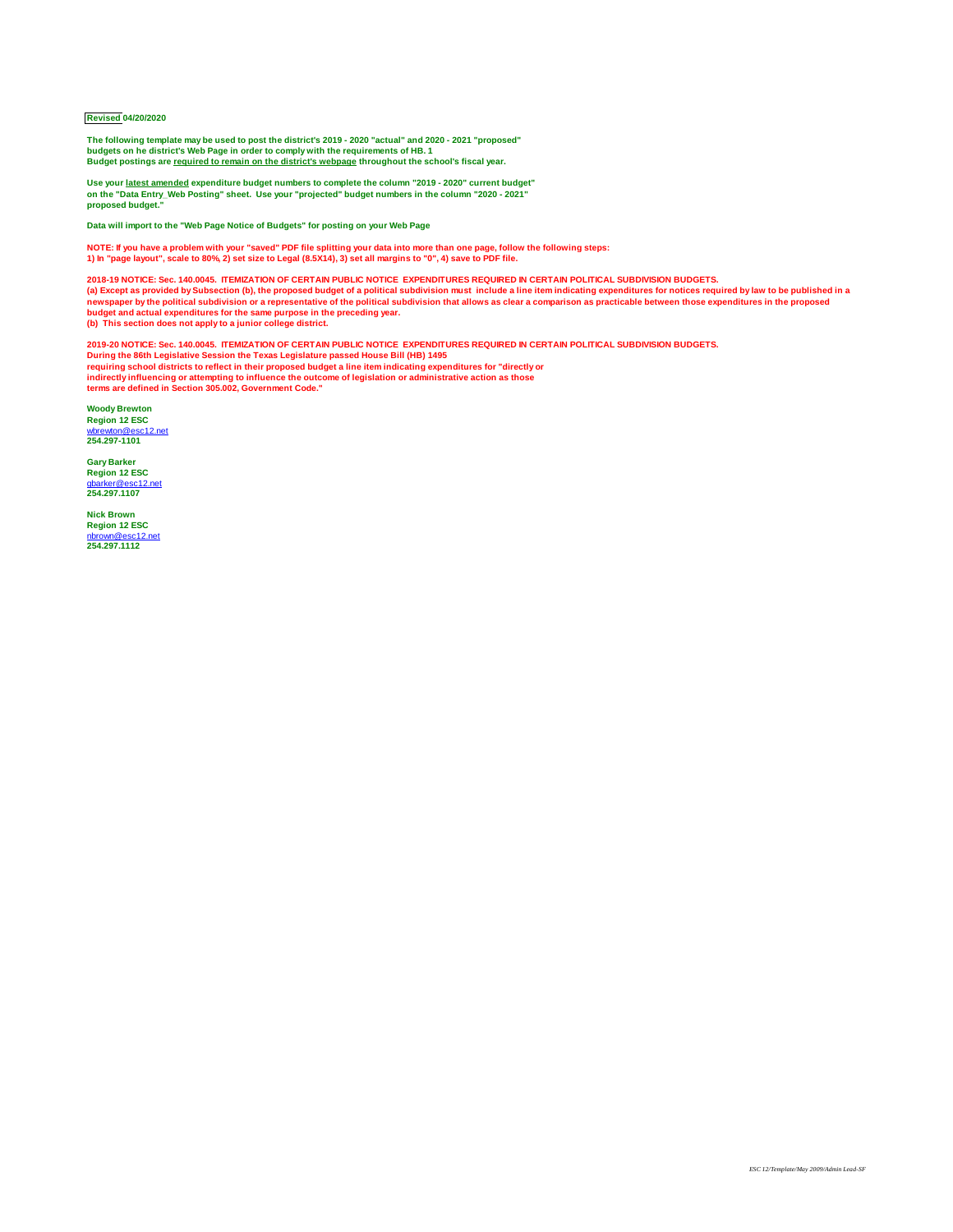**Revised 04/20/2020**

**The following template may be used to post the district's 2019 - 2020 "actual" and 2020 - 2021 "proposed" budgets on he district's Web Page in order to comply with the requirements of HB. 1**
**Budget postings are <u>required to remain on the district's webpage</u> throughout the school's fiscal year.**

**Use your <u>latest amended</u> expenditure budget numbers to complete the column "2019 - 2020" current budget" on the "Data Entry_Web Posting" sheet. Use your "projected" budget numbers in the column "2020 - 2021" proposed budget."**

**Data will import to the "Web Page Notice of Budgets" for posting on your Web Page**

**NOTE: If you have a problem with your "saved" PDF file splitting your data into more than one page, follow the following steps:**
**1) In "page layout", scale to 80%, 2) set size to Legal (8.5X14), 3) set all margins to "0", 4) save to PDF file.**

**2018-19 NOTICE: Sec. 140.0045. ITEMIZATION OF CERTAIN PUBLIC NOTICE EXPENDITURES REQUIRED IN CERTAIN POLITICAL SUBDIVISION BUDGETS.**
**(a) Except as provided by Subsection (b), the proposed budget of a political subdivision must include a line item indicating expenditures for notices required by law to be published in a newspaper by the political subdivision or a representative of the political subdivision that allows as clear a comparison as practicable between those expenditures in the proposed budget and actual expenditures for the same purpose in the preceding year.**
**(b) This section does not apply to a junior college district.**

**2019-20 NOTICE: Sec. 140.0045. ITEMIZATION OF CERTAIN PUBLIC NOTICE EXPENDITURES REQUIRED IN CERTAIN POLITICAL SUBDIVISION BUDGETS.**
**During the 86th Legislative Session the Texas Legislature passed House Bill (HB) 1495 requiring school districts to reflect in their proposed budget a line item indicating expenditures for "directly or indirectly influencing or attempting to influence the outcome of legislation or administrative action as those terms are defined in Section 305.002, Government Code."**

**Woody Brewton**
**Region 12 ESC**
wbrewton@esc12.net
**254.297-1101**

**Gary Barker**
**Region 12 ESC**
gbarker@esc12.net
**254.297.1107**

**Nick Brown**
**Region 12 ESC**
nbrown@esc12.net
**254.297.1112**

*ESC 12/Template/May 2009/Admin Lead-SF*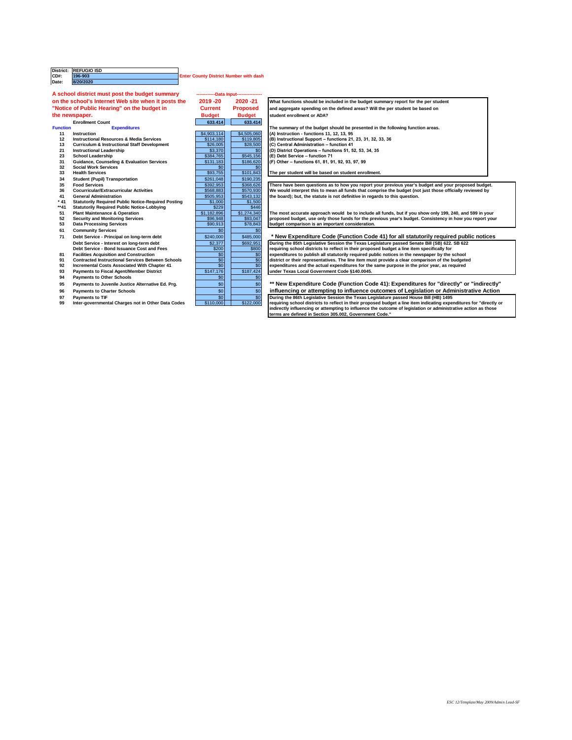| District: | REFUGIO ISD |
|---|---|
| CD#: | 196-903 |
| Date: | 8/20/2020 |

Enter County District Number with dash

**A school district must post the budget summary on the school's Internet Web site when it posts the "Notice of Public Hearing" on the budget in the newspaper.**

------------Data Input----------------

| Function | Expenditures | 2019 -20 Current Budget | 2020 -21 Proposed Budget |
|---|---|---|---|
| | Enrollment Count | 633.414 | 633.414 |
| 11 | Instruction | $4,903,114 | $4,505,060 |
| 12 | Instructional Resources & Media Services | $114,180 | $119,805 |
| 13 | Curriculum & Instructional Staff Development | $26,005 | $28,500 |
| 21 | Instructional Leadership | $3,370 | $0 |
| 23 | School Leadership | $384,765 | $545,156 |
| 31 | Guidance, Counseling & Evaluation Services | $131,183 | $186,620 |
| 32 | Social Work Services | $0 | $0 |
| 33 | Health Services | $93,755 | $101,843 |
| 34 | Student (Pupil) Transportation | $261,048 | $190,235 |
| 35 | Food Services | $392,953 | $368,626 |
| 36 | Cocurricular/Extracurricular Activities | $568,883 | $570,930 |
| 41 | General Administration | $505,953 | $543,132 |
| * 41 | Statutorily Required Public Notice-Required Posting | $1,000 | $1,500 |
| **41 | Statutorily Required Public Notice-Lobbying | $229 | $446 |
| 51 | Plant Maintenance & Operation | $1,182,896 | $1,274,340 |
| 52 | Security and Monitoring Services | $96,948 | $93,047 |
| 53 | Data Processing Services | $90,913 | $78,843 |
| 61 | Community Services | $0 | $0 |
| 71 | Debt Service - Principal on long-term debt | $240,000 | $485,000 |
| | Debt Service - Interest on long-term debt | $2,377 | $692,951 |
| | Debt Service - Bond Issuance Cost and Fees | $200 | $800 |
| 81 | Facilities Acquisition and Construction | $0 | $0 |
| 91 | Contracted Instructional Services Between Schools | $0 | $0 |
| 92 | Incremental Costs Associated With Chapter 41 | $0 | $0 |
| 93 | Payments to Fiscal Agent/Member District | $147,176 | $187,424 |
| 94 | Payments to Other Schools | $0 | $0 |
| 95 | Payments to Juvenile Justice Alternative Ed. Prg. | $0 | $0 |
| 96 | Payments to Charter Schools | $0 | $0 |
| 97 | Payments to TIF | $0 | $0 |
| 99 | Inter-governmental Charges not in Other Data Codes | $110,000 | $122,000 |

**What functions should be included in the budget summary report for the per student and aggregate spending on the defined areas? Will the per student be based on student enrollment or ADA?**

The summary of the budget should be presented in the following function areas.
(A) Instruction - functions 11, 12, 13, 95
(B) Instructional Support – functions 21, 23, 31, 32, 33, 36
(C) Central Administration – function 41
(D) District Operations – functions 51, 52, 53, 34, 35
(E) Debt Service – function 71
(F) Other – functions 61, 81, 91, 92, 93, 97, 99

The per student will be based on student enrollment.

There have been questions as to how you report your previous year's budget and your proposed budget. We would interpret this to mean all funds that comprise the budget (not just those officially reviewed by the board); but, the statute is not definitive in regards to this question.

The most accurate approach would be to include all funds, but if you show only 199, 240, and 599 in your proposed budget, use only those funds for the previous year's budget. Consistency in how you report your budget comparison is an important consideration.

**\* New Expenditure Code (Function Code 41) for all statutorily required public notices**

During the 85th Legislative Session the Texas Legislature passed Senate Bill (SB) 622. SB 622 requiring school districts to reflect in their proposed budget a line item specifically for expenditures to publish all statutorily required public notices in the newspaper by the school district or their representatives. The line item must provide a clear comparison of the budgeted expenditures and the actual expenditures for the same purpose in the prior year, as required under Texas Local Government Code §140.0045.

**\*\* New Expenditure Code (Function Code 41): Expenditures for "directly" or "indirectly" influencing or attempting to influence outcomes of Legislation or Administrative Action**

During the 86th Legislative Session the Texas Legislature passed House Bill (HB) 1495 requiring school districts to reflect in their proposed budget a line item indicating expenditures for "directly or indirectly influencing or attempting to influence the outcome of legislation or administrative action as those terms are defined in Section 305.002, Government Code."

*ESC 12/Template/May 2009/Admin Lead-SF*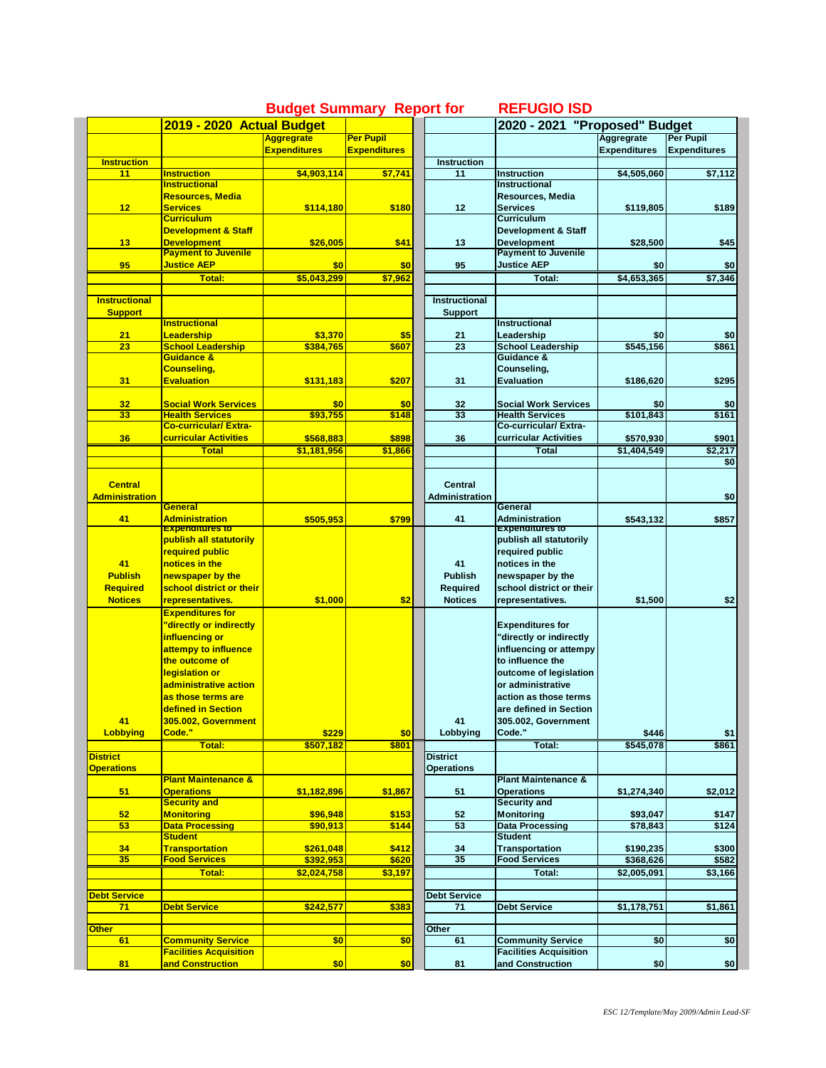# Budget Summary Report for REFUGIO ISD

| | 2019 - 2020 Actual Budget | Aggregrate Expenditures | Per Pupil Expenditures | | 2020 - 2021 "Proposed" Budget | Aggregrate Expenditures | Per Pupil Expenditures |
|---|---|---|---|---|---|---|---|
| **Instruction** | | | | **Instruction** | | | |
| 11 | Instruction | $4,903,114 | $7,741 | 11 | Instruction | $4,505,060 | $7,112 |
| 12 | Instructional Resources, Media Services | $114,180 | $180 | 12 | Instructional Resources, Media Services | $119,805 | $189 |
| 13 | Curriculum Development & Staff Development | $26,005 | $41 | 13 | Curriculum Development & Staff Development | $28,500 | $45 |
| 95 | Payment to Juvenile Justice AEP | $0 | $0 | 95 | Payment to Juvenile Justice AEP | $0 | $0 |
| | Total: | $5,043,299 | $7,962 | | Total: | $4,653,365 | $7,346 |
| **Instructional Support** | | | | **Instructional Support** | | | |
| 21 | Instructional Leadership | $3,370 | $5 | 21 | Instructional Leadership | $0 | $0 |
| 23 | School Leadership | $384,765 | $607 | 23 | School Leadership | $545,156 | $861 |
| 31 | Guidance & Counseling, Evaluation | $131,183 | $207 | 31 | Guidance & Counseling, Evaluation | $186,620 | $295 |
| 32 | Social Work Services | $0 | $0 | 32 | Social Work Services | $0 | $0 |
| 33 | Health Services | $93,755 | $148 | 33 | Health Services | $101,843 | $161 |
| 36 | Co-curricular/ Extra-curricular Activities | $568,883 | $898 | 36 | Co-curricular/ Extra-curricular Activities | $570,930 | $901 |
| | Total | $1,181,956 | $1,866 | | Total | $1,404,549 | $2,217 |
| | | | | | | | $0 |
| **Central Administration** | | | | **Central Administration** | | | $0 |
| 41 | General Administration | $505,953 | $799 | 41 | General Administration | $543,132 | $857 |
| 41 Publish Required Notices | Expenditures to publish all statutorily required public notices in the newspaper by the school district or their representatives. | $1,000 | $2 | 41 Publish Required Notices | Expenditures to publish all statutorily required public notices in the newspaper by the school district or their representatives. | $1,500 | $2 |
| 41 Lobbying | Expenditures for "directly or indirectly influencing or attempy to influence the outcome of legislation or administrative action as those terms are defined in Section 305.002, Government Code." | $229 | $0 | 41 Lobbying | Expenditures for "directly or indirectly influencing or attempy to influence the outcome of legislation or administrative action as those terms are defined in Section 305.002, Government Code." | $446 | $1 |
| | Total: | $507,182 | $801 | | Total: | $545,078 | $861 |
| **District Operations** | | | | **District Operations** | | | |
| 51 | Plant Maintenance & Operations | $1,182,896 | $1,867 | 51 | Plant Maintenance & Operations | $1,274,340 | $2,012 |
| 52 | Security and Monitoring | $96,948 | $153 | 52 | Security and Monitoring | $93,047 | $147 |
| 53 | Data Processing | $90,913 | $144 | 53 | Data Processing | $78,843 | $124 |
| 34 | Student Transportation | $261,048 | $412 | 34 | Student Transportation | $190,235 | $300 |
| 35 | Food Services | $392,953 | $620 | 35 | Food Services | $368,626 | $582 |
| | Total: | $2,024,758 | $3,197 | | Total: | $2,005,091 | $3,166 |
| **Debt Service** | | | | **Debt Service** | | | |
| 71 | Debt Service | $242,577 | $383 | 71 | Debt Service | $1,178,751 | $1,861 |
| **Other** | | | | **Other** | | | |
| 61 | Community Service | $0 | $0 | 61 | Community Service | $0 | $0 |
| 81 | Facilities Acquisition and Construction | $0 | $0 | 81 | Facilities Acquisition and Construction | $0 | $0 |

*ESC 12/Template/May 2009/Admin Lead-SF*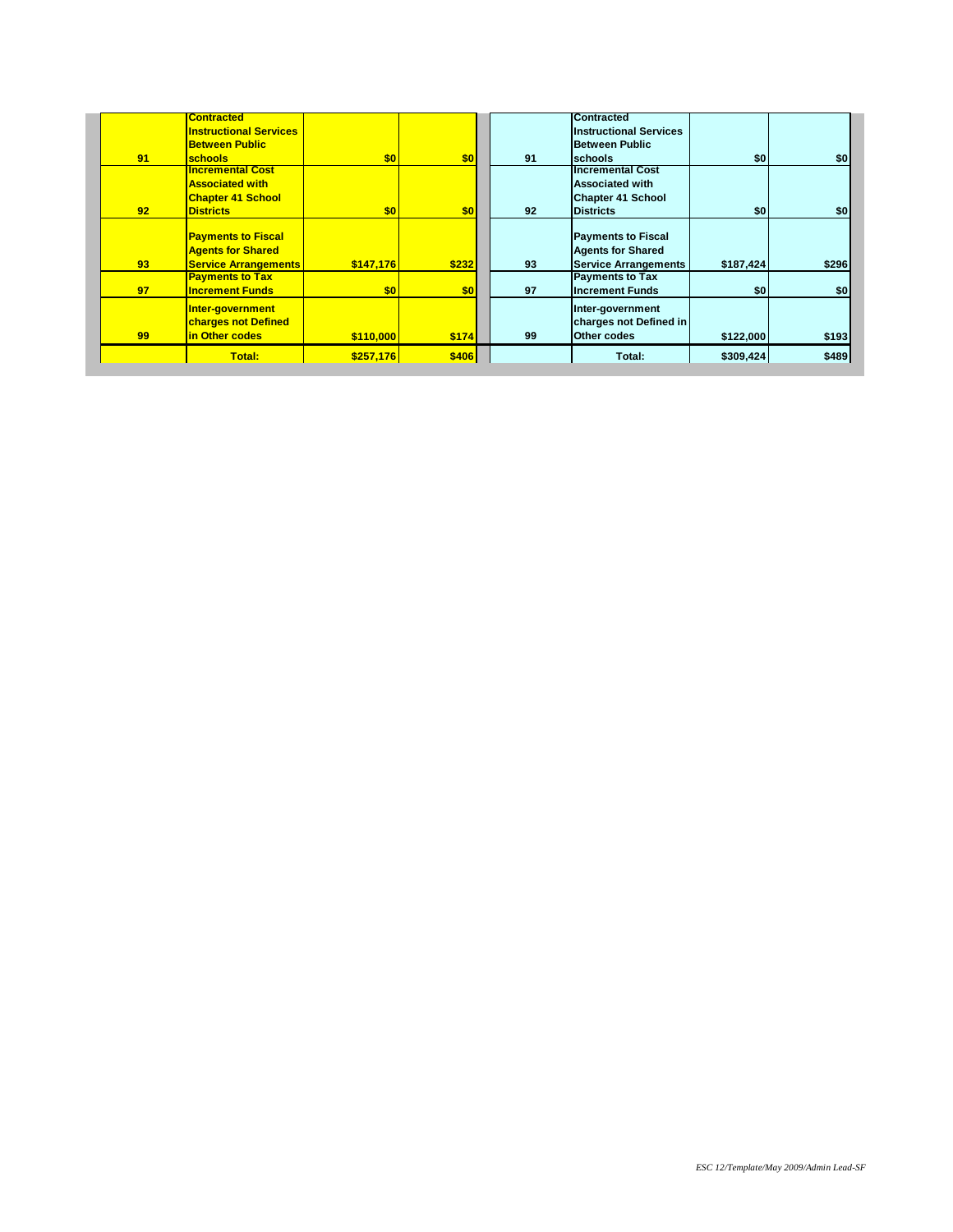| | | | | | | | |
|---|---|---|---|---|---|---|---|
| 91 | Contracted Instructional Services Between Public schools | $0 | $0 | 91 | Contracted Instructional Services Between Public schools | $0 | $0 |
| 92 | Incremental Cost Associated with Chapter 41 School Districts | $0 | $0 | 92 | Incremental Cost Associated with Chapter 41 School Districts | $0 | $0 |
| 93 | Payments to Fiscal Agents for Shared Service Arrangements | $147,176 | $232 | 93 | Payments to Fiscal Agents for Shared Service Arrangements | $187,424 | $296 |
| 97 | Payments to Tax Increment Funds | $0 | $0 | 97 | Payments to Tax Increment Funds | $0 | $0 |
| 99 | Inter-government charges not Defined in Other codes | $110,000 | $174 | 99 | Inter-government charges not Defined in Other codes | $122,000 | $193 |
| | Total: | $257,176 | $406 | | Total: | $309,424 | $489 |

*ESC 12/Template/May 2009/Admin Lead-SF*